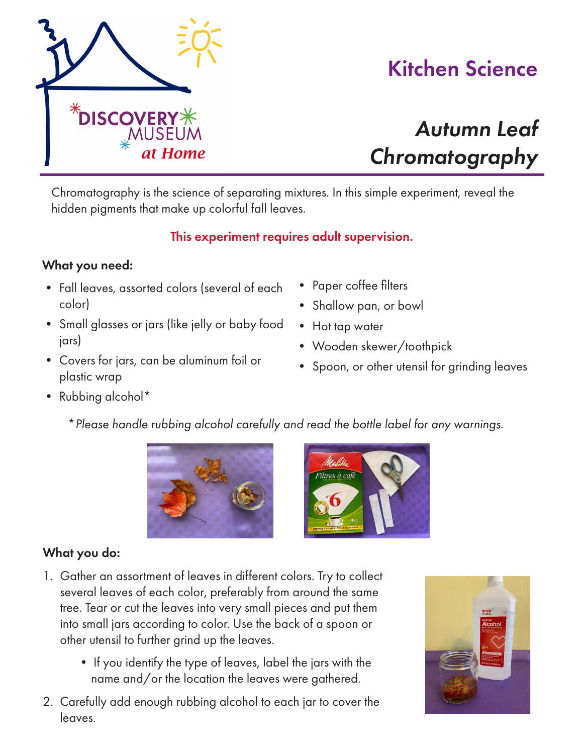DISCOVERY MUSEUM *at Home*

# Kitchen Science

## *Autumn Leaf Chromatography*

Chromatography is the science of separating mixtures. In this simple experiment, reveal the hidden pigments that make up colorful fall leaves.

**This experiment requires adult supervision.**

**What you need:**

- Fall leaves, assorted colors (several of each color)
- Small glasses or jars (like jelly or baby food jars)
- Covers for jars, can be aluminum foil or plastic wrap
- Rubbing alcohol*
- Paper coffee filters
- Shallow pan, or bowl
- Hot tap water
- Wooden skewer/toothpick
- Spoon, or other utensil for grinding leaves

*\* Please handle rubbing alcohol carefully and read the bottle label for any warnings.*

**What you do:**

1. Gather an assortment of leaves in different colors. Try to collect several leaves of each color, preferably from around the same tree. Tear or cut the leaves into very small pieces and put them into small jars according to color. Use the back of a spoon or other utensil to further grind up the leaves.
   - If you identify the type of leaves, label the jars with the name and/or the location the leaves were gathered.
2. Carefully add enough rubbing alcohol to each jar to cover the leaves.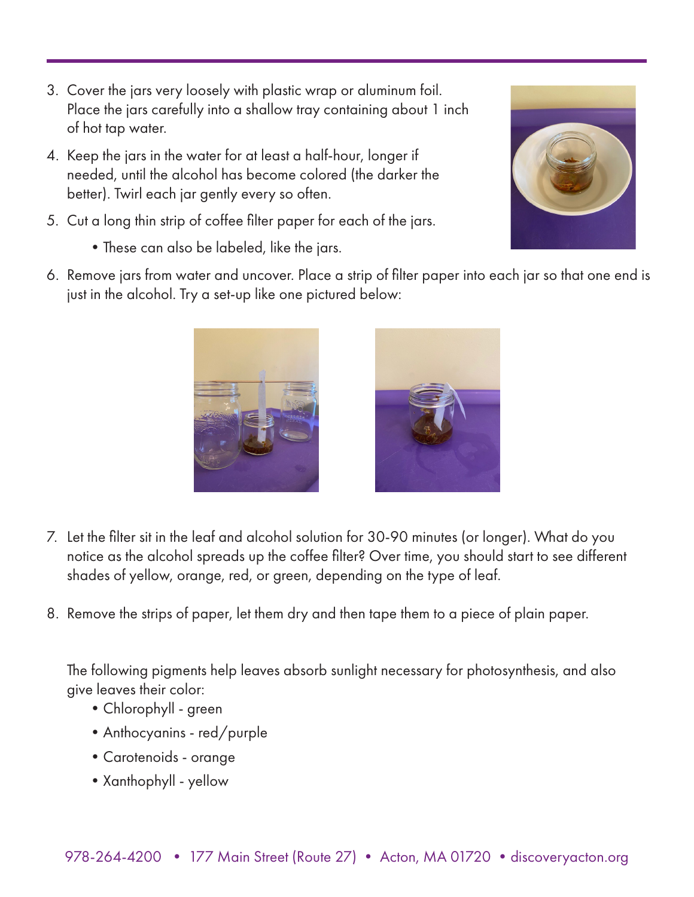3. Cover the jars very loosely with plastic wrap or aluminum foil. Place the jars carefully into a shallow tray containing about 1 inch of hot tap water.
4. Keep the jars in the water for at least a half-hour, longer if needed, until the alcohol has become colored (the darker the better). Twirl each jar gently every so often.
5. Cut a long thin strip of coffee filter paper for each of the jars.
   - These can also be labeled, like the jars.
6. Remove jars from water and uncover. Place a strip of filter paper into each jar so that one end is just in the alcohol. Try a set-up like one pictured below:
7. Let the filter sit in the leaf and alcohol solution for 30-90 minutes (or longer). What do you notice as the alcohol spreads up the coffee filter? Over time, you should start to see different shades of yellow, orange, red, or green, depending on the type of leaf.
8. Remove the strips of paper, let them dry and then tape them to a piece of plain paper.

The following pigments help leaves absorb sunlight necessary for photosynthesis, and also give leaves their color:

- Chlorophyll - green
- Anthocyanins - red/purple
- Carotenoids - orange
- Xanthophyll - yellow

978-264-4200 • 177 Main Street (Route 27) • Acton, MA 01720 • discoveryacton.org